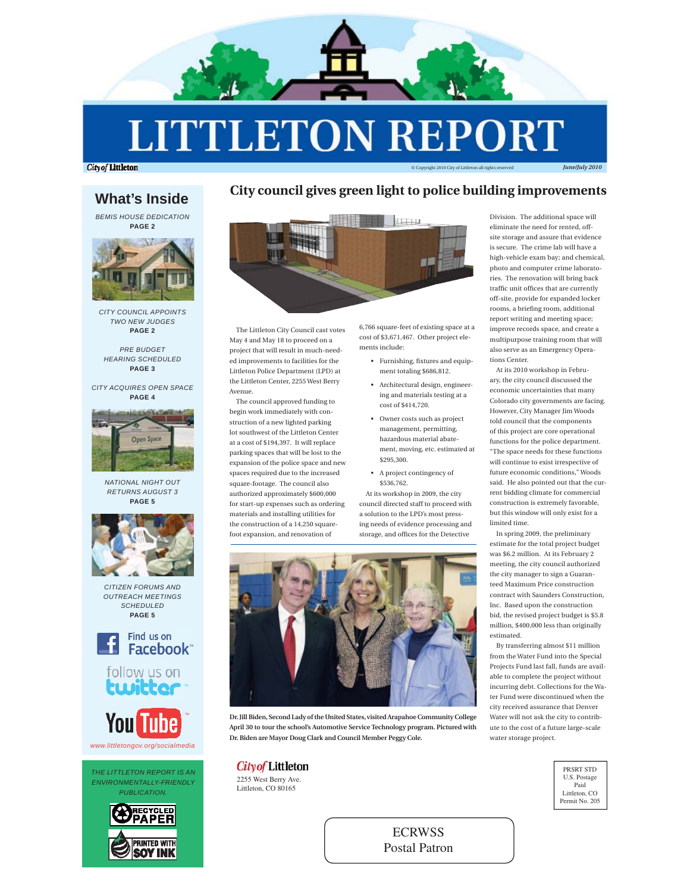# LITTLETON REPORT

City of Littleton

© Copyright 2010 City of Littleton all rights reserved

*June/July 2010*

## What's Inside

*BEMIS HOUSE DEDICATION*
**PAGE 2**

*CITY COUNCIL APPOINTS TWO NEW JUDGES*
**PAGE 2**

*PRE BUDGET HEARING SCHEDULED*
**PAGE 3**

*CITY ACQUIRES OPEN SPACE*
**PAGE 4**

*NATIONAL NIGHT OUT RETURNS AUGUST 3*
**PAGE 5**

*CITIZEN FORUMS AND OUTREACH MEETINGS SCHEDULED*
**PAGE 5**

Find us on Facebook

follow us on twitter

YouTube

*www.littletongov.org/socialmedia*

*THE LITTLETON REPORT IS AN ENVIRONMENTALLY-FRIENDLY PUBLICATION.*

RECYCLED PAPER

PRINTED WITH SOY INK

## City council gives green light to police building improvements

The Littleton City Council cast votes May 4 and May 18 to proceed on a project that will result in much-needed improvements to facilities for the Littleton Police Department (LPD) at the Littleton Center, 2255 West Berry Avenue.

The council approved funding to begin work immediately with construction of a new lighted parking lot southwest of the Littleton Center at a cost of $194,397. It will replace parking spaces that will be lost to the expansion of the police space and new spaces required due to the increased square-footage. The council also authorized approximately $600,000 for start-up expenses such as ordering materials and installing utilities for the construction of a 14,250 square-foot expansion, and renovation of 6,766 square-feet of existing space at a cost of $3,671,467. Other project elements include:

- Furnishing, fixtures and equipment totaling $686,812.
- Architectural design, engineering and materials testing at a cost of $414,720.
- Owner costs such as project management, permitting, hazardous material abatement, moving, etc. estimated at $295,300.
- A project contingency of $536,762.

At its workshop in 2009, the city council directed staff to proceed with a solution to the LPD's most pressing needs of evidence processing and storage, and offices for the Detective Division. The additional space will eliminate the need for rented, off-site storage and assure that evidence is secure. The crime lab will have a high-vehicle exam bay; and chemical, photo and computer crime laboratories. The renovation will bring back traffic unit offices that are currently off-site, provide for expanded locker rooms, a briefing room, additional report writing and meeting space; improve records space, and create a multipurpose training room that will also serve as an Emergency Operations Center.

At its 2010 workshop in February, the city council discussed the economic uncertainties that many Colorado city governments are facing. However, City Manager Jim Woods told council that the components of this project are core operational functions for the police department. "The space needs for these functions will continue to exist irrespective of future economic conditions," Woods said. He also pointed out that the current bidding climate for commercial construction is extremely favorable, but this window will only exist for a limited time.

In spring 2009, the preliminary estimate for the total project budget was $6.2 million. At its February 2 meeting, the city council authorized the city manager to sign a Guaranteed Maximum Price construction contract with Saunders Construction, Inc. Based upon the construction bid, the revised project budget is $5.8 million, $400,000 less than originally estimated.

By transferring almost $11 million from the Water Fund into the Special Projects Fund last fall, funds are available to complete the project without incurring debt. Collections for the Water Fund were discontinued when the city received assurance that Denver Water will not ask the city to contribute to the cost of a future large-scale water storage project.

**Dr. Jill Biden, Second Lady of the United States, visited Arapahoe Community College April 30 to tour the school's Automotive Service Technology program. Pictured with Dr. Biden are Mayor Doug Clark and Council Member Peggy Cole.**

City of Littleton
2255 West Berry Ave.
Littleton, CO 80165

PRSRT STD
U.S. Postage
Paid
Littleton, CO
Permit No. 205

ECRWSS
Postal Patron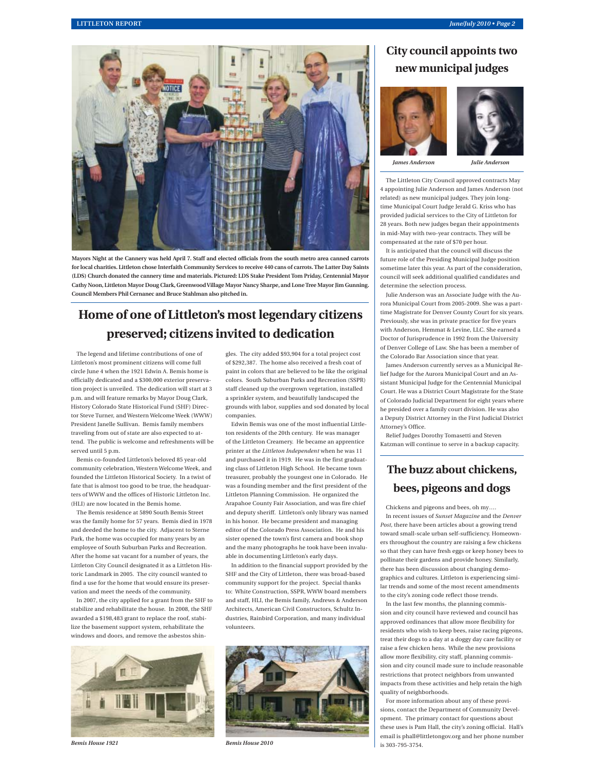Mayors Night at the Cannery was held April 7. Staff and elected officials from the south metro area canned carrots for local charities. Littleton chose Interfaith Community Services to receive 440 cans of carrots. The Latter Day Saints (LDS) Church donated the cannery time and materials. Pictured: LDS Stake President Tom Priday, Centennial Mayor Cathy Noon, Littleton Mayor Doug Clark, Greenwood Village Mayor Nancy Sharpe, and Lone Tree Mayor Jim Gunning. Council Members Phil Cernanec and Bruce Stahlman also pitched in.

# Home of one of Littleton's most legendary citizens preserved; citizens invited to dedication

The legend and lifetime contributions of one of Littleton's most prominent citizens will come full circle June 4 when the 1921 Edwin A. Bemis home is officially dedicated and a $300,000 exterior preservation project is unveiled. The dedication will start at 3 p.m. and will feature remarks by Mayor Doug Clark, History Colorado State Historical Fund (SHF) Director Steve Turner, and Western Welcome Week (WWW) President Janelle Sullivan. Bemis family members traveling from out of state are also expected to attend. The public is welcome and refreshments will be served until 5 p.m.

Bemis co-founded Littleton's beloved 85 year-old community celebration, Western Welcome Week, and founded the Littleton Historical Society. In a twist of fate that is almost too good to be true, the headquarters of WWW and the offices of Historic Littleton Inc. (HLI) are now located in the Bemis home.

The Bemis residence at 5890 South Bemis Street was the family home for 57 years. Bemis died in 1978 and deeded the home to the city. Adjacent to Sterne Park, the home was occupied for many years by an employee of South Suburban Parks and Recreation. After the home sat vacant for a number of years, the Littleton City Council designated it as a Littleton Historic Landmark in 2005. The city council wanted to find a use for the home that would ensure its preservation and meet the needs of the community.

In 2007, the city applied for a grant from the SHF to stabilize and rehabilitate the house. In 2008, the SHF awarded a $198,483 grant to replace the roof, stabilize the basement support system, rehabilitate the windows and doors, and remove the asbestos shingles. The city added $93,904 for a total project cost of $292,387. The home also received a fresh coat of paint in colors that are believed to be like the original colors. South Suburban Parks and Recreation (SSPR) staff cleaned up the overgrown vegetation, installed a sprinkler system, and beautifully landscaped the grounds with labor, supplies and sod donated by local companies.

Edwin Bemis was one of the most influential Littleton residents of the 20th century. He was manager of the Littleton Creamery. He became an apprentice printer at the *Littleton Independent* when he was 11 and purchased it in 1919. He was in the first graduating class of Littleton High School. He became town treasurer, probably the youngest one in Colorado. He was a founding member and the first president of the Littleton Planning Commission. He organized the Arapahoe County Fair Association, and was fire chief and deputy sheriff. Littleton's only library was named in his honor. He became president and managing editor of the Colorado Press Association. He and his sister opened the town's first camera and book shop and the many photographs he took have been invaluable in documenting Littleton's early days.

In addition to the financial support provided by the SHF and the City of Littleton, there was broad-based community support for the project. Special thanks to: White Construction, SSPR, WWW board members and staff, HLI, the Bemis family, Andrews & Anderson Architects, American Civil Constructors, Schultz Industries, Rainbird Corporation, and many individual volunteers.

*Bemis House 1921*

*Bemis House 2010*

# City council appoints two new municipal judges

*James Anderson* *Julie Anderson*

The Littleton City Council approved contracts May 4 appointing Julie Anderson and James Anderson (not related) as new municipal judges. They join longtime Municipal Court Judge Jerald G. Kriss who has provided judicial services to the City of Littleton for 28 years. Both new judges began their appointments in mid-May with two-year contracts. They will be compensated at the rate of $70 per hour.

It is anticipated that the council will discuss the future role of the Presiding Municipal Judge position sometime later this year. As part of the consideration, council will seek additional qualified candidates and determine the selection process.

Julie Anderson was an Associate Judge with the Aurora Municipal Court from 2005-2009. She was a part-time Magistrate for Denver County Court for six years. Previously, she was in private practice for five years with Anderson, Hemmat & Levine, LLC. She earned a Doctor of Jurisprudence in 1992 from the University of Denver College of Law. She has been a member of the Colorado Bar Association since that year.

James Anderson currently serves as a Municipal Relief Judge for the Aurora Municipal Court and an Assistant Municipal Judge for the Centennial Municipal Court. He was a District Court Magistrate for the State of Colorado Judicial Department for eight years where he presided over a family court division. He was also a Deputy District Attorney in the First Judicial District Attorney's Office.

Relief Judges Dorothy Tomasetti and Steven Katzman will continue to serve in a backup capacity.

# The buzz about chickens, bees, pigeons and dogs

Chickens and pigeons and bees, oh my….

In recent issues of *Sunset Magazine* and the *Denver Post*, there have been articles about a growing trend toward small-scale urban self-sufficiency. Homeowners throughout the country are raising a few chickens so that they can have fresh eggs or keep honey bees to pollinate their gardens and provide honey. Similarly, there has been discussion about changing demographics and cultures. Littleton is experiencing similar trends and some of the most recent amendments to the city's zoning code reflect those trends.

In the last few months, the planning commission and city council have reviewed and council has approved ordinances that allow more flexibility for residents who wish to keep bees, raise racing pigeons, treat their dogs to a day at a doggy day care facility or raise a few chicken hens. While the new provisions allow more flexibility, city staff, planning commission and city council made sure to include reasonable restrictions that protect neighbors from unwanted impacts from these activities and help retain the high quality of neighborhoods.

For more information about any of these provisions, contact the Department of Community Development. The primary contact for questions about these uses is Pam Hall, the city's zoning official. Hall's email is phall@littletongov.org and her phone number is 303-795-3754.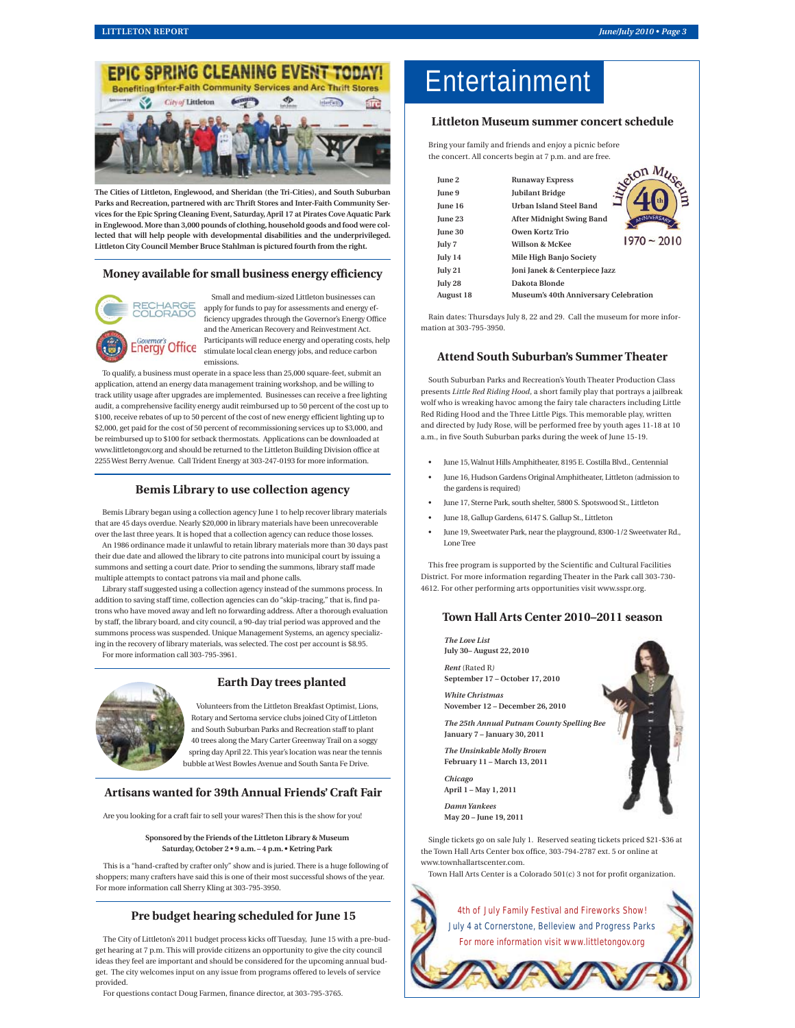The Cities of Littleton, Englewood, and Sheridan (the Tri-Cities), and South Suburban Parks and Recreation, partnered with arc Thrift Stores and Inter-Faith Community Services for the Epic Spring Cleaning Event, Saturday, April 17 at Pirates Cove Aquatic Park in Englewood. More than 3,000 pounds of clothing, household goods and food were collected that will help people with developmental disabilities and the underprivileged. Littleton City Council Member Bruce Stahlman is pictured fourth from the right.

## Money available for small business energy efficiency

Small and medium-sized Littleton businesses can apply for funds to pay for assessments and energy efficiency upgrades through the Governor's Energy Office and the American Recovery and Reinvestment Act. Participants will reduce energy and operating costs, help stimulate local clean energy jobs, and reduce carbon emissions.

To qualify, a business must operate in a space less than 25,000 square-feet, submit an application, attend an energy data management training workshop, and be willing to track utility usage after upgrades are implemented. Businesses can receive a free lighting audit, a comprehensive facility energy audit reimbursed up to 50 percent of the cost up to $100, receive rebates of up to 50 percent of the cost of new energy efficient lighting up to $2,000, get paid for the cost of 50 percent of recommissioning services up to $3,000, and be reimbursed up to $100 for setback thermostats. Applications can be downloaded at www.littletongov.org and should be returned to the Littleton Building Division office at 2255 West Berry Avenue. Call Trident Energy at 303-247-0193 for more information.

## Bemis Library to use collection agency

Bemis Library began using a collection agency June 1 to help recover library materials that are 45 days overdue. Nearly $20,000 in library materials have been unrecoverable over the last three years. It is hoped that a collection agency can reduce those losses.

An 1986 ordinance made it unlawful to retain library materials more than 30 days past their due date and allowed the library to cite patrons into municipal court by issuing a summons and setting a court date. Prior to sending the summons, library staff made multiple attempts to contact patrons via mail and phone calls.

Library staff suggested using a collection agency instead of the summons process. In addition to saving staff time, collection agencies can do "skip-tracing," that is, find patrons who have moved away and left no forwarding address. After a thorough evaluation by staff, the library board, and city council, a 90-day trial period was approved and the summons process was suspended. Unique Management Systems, an agency specializing in the recovery of library materials, was selected. The cost per account is $8.95.

For more information call 303-795-3961.

## Earth Day trees planted

Volunteers from the Littleton Breakfast Optimist, Lions, Rotary and Sertoma service clubs joined City of Littleton and South Suburban Parks and Recreation staff to plant 40 trees along the Mary Carter Greenway Trail on a soggy spring day April 22. This year's location was near the tennis bubble at West Bowles Avenue and South Santa Fe Drive.

## Artisans wanted for 39th Annual Friends' Craft Fair

Are you looking for a craft fair to sell your wares? Then this is the show for you!

**Sponsored by the Friends of the Littleton Library & Museum**
**Saturday, October 2 • 9 a.m. – 4 p.m. • Ketring Park**

This is a "hand-crafted by crafter only" show and is juried. There is a huge following of shoppers; many crafters have said this is one of their most successful shows of the year. For more information call Sherry Kling at 303-795-3950.

## Pre budget hearing scheduled for June 15

The City of Littleton's 2011 budget process kicks off Tuesday, June 15 with a pre-budget hearing at 7 p.m. This will provide citizens an opportunity to give the city council ideas they feel are important and should be considered for the upcoming annual budget. The city welcomes input on any issue from programs offered to levels of service provided.

For questions contact Doug Farmen, finance director, at 303-795-3765.

# Entertainment

## Littleton Museum summer concert schedule

Bring your family and friends and enjoy a picnic before the concert. All concerts begin at 7 p.m. and are free.

| Date | Performer |
|---|---|
| June 2 | Runaway Express |
| June 9 | Jubilant Bridge |
| June 16 | Urban Island Steel Band |
| June 23 | After Midnight Swing Band |
| June 30 | Owen Kortz Trio |
| July 7 | Willson & McKee |
| July 14 | Mile High Banjo Society |
| July 21 | Joni Janek & Centerpiece Jazz |
| July 28 | Dakota Blonde |
| August 18 | Museum's 40th Anniversary Celebration |

Littleton Museum 40th Anniversary 1970 ~ 2010

Rain dates: Thursdays July 8, 22 and 29. Call the museum for more information at 303-795-3950.

## Attend South Suburban's Summer Theater

South Suburban Parks and Recreation's Youth Theater Production Class presents *Little Red Riding Hood*, a short family play that portrays a jailbreak wolf who is wreaking havoc among the fairy tale characters including Little Red Riding Hood and the Three Little Pigs. This memorable play, written and directed by Judy Rose, will be performed free by youth ages 11-18 at 10 a.m., in five South Suburban parks during the week of June 15-19.

- June 15, Walnut Hills Amphitheater, 8195 E. Costilla Blvd., Centennial
- June 16, Hudson Gardens Original Amphitheater, Littleton (admission to the gardens is required)
- June 17, Sterne Park, south shelter, 5800 S. Spotswood St., Littleton
- June 18, Gallup Gardens, 6147 S. Gallup St., Littleton
- June 19, Sweetwater Park, near the playground, 8300-1/2 Sweetwater Rd., Lone Tree

This free program is supported by the Scientific and Cultural Facilities District. For more information regarding Theater in the Park call 303-730-4612. For other performing arts opportunities visit www.sspr.org.

## Town Hall Arts Center 2010–2011 season

***The Love List***
**July 30– August 22, 2010**

***Rent*** (Rated R)
**September 17 – October 17, 2010**

***White Christmas***
**November 12 – December 26, 2010**

***The 25th Annual Putnam County Spelling Bee***
**January 7 – January 30, 2011**

***The Unsinkable Molly Brown***
**February 11 – March 13, 2011**

***Chicago***
**April 1 – May 1, 2011**

***Damn Yankees***
**May 20 – June 19, 2011**

Single tickets go on sale July 1. Reserved seating tickets priced $21-$36 at the Town Hall Arts Center box office, 303-794-2787 ext. 5 or online at www.townhallartscenter.com.

Town Hall Arts Center is a Colorado 501(c) 3 not for profit organization.

4th of July Family Festival and Fireworks Show!
July 4 at Cornerstone, Belleview and Progress Parks
For more information visit www.littletongov.org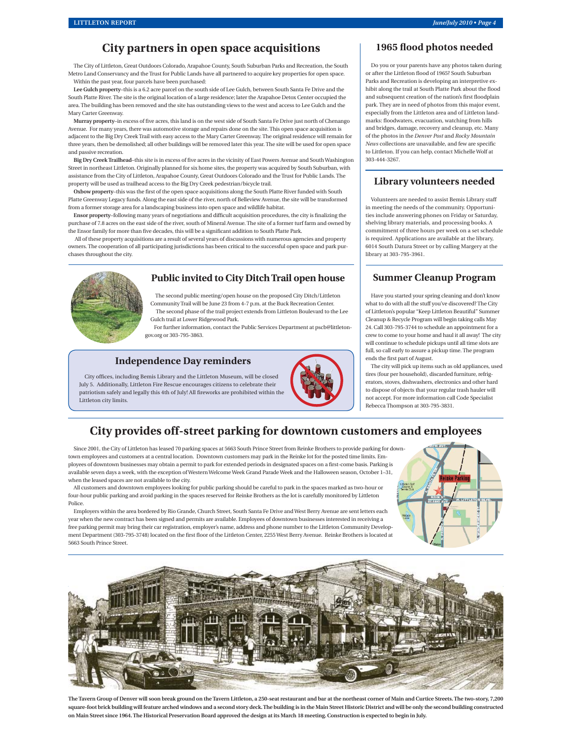## City partners in open space acquisitions

The City of Littleton, Great Outdoors Colorado, Arapahoe County, South Suburban Parks and Recreation, the South Metro Land Conservancy and the Trust for Public Lands have all partnered to acquire key properties for open space.

Within the past year, four parcels have been purchased:

**Lee Gulch property**–this is a 6.2 acre parcel on the south side of Lee Gulch, between South Santa Fe Drive and the South Platte River. The site is the original location of a large residence; later the Arapahoe Detox Center occupied the area. The building has been removed and the site has outstanding views to the west and access to Lee Gulch and the Mary Carter Greenway.

**Murray property**–in excess of five acres, this land is on the west side of South Santa Fe Drive just north of Chenango Avenue. For many years, there was automotive storage and repairs done on the site. This open space acquisition is adjacent to the Big Dry Creek Trail with easy access to the Mary Carter Greenway. The original residence will remain for three years, then be demolished; all other buildings will be removed later this year. The site will be used for open space and passive recreation.

**Big Dry Creek Trailhead**–this site is in excess of five acres in the vicinity of East Powers Avenue and South Washington Street in northeast Littleton. Originally planned for six home sites, the property was acquired by South Suburban, with assistance from the City of Littleton, Arapahoe County, Great Outdoors Colorado and the Trust for Public Lands. The property will be used as trailhead access to the Big Dry Creek pedestrian/bicycle trail.

**Oxbow property**–this was the first of the open space acquisitions along the South Platte River funded with South Platte Greenway Legacy funds. Along the east side of the river, north of Belleview Avenue, the site will be transformed from a former storage area for a landscaping business into open space and wildlife habitat.

**Ensor property**–following many years of negotiations and difficult acquisition procedures, the city is finalizing the purchase of 7.8 acres on the east side of the river, south of Mineral Avenue. The site of a former turf farm and owned by the Ensor family for more than five decades, this will be a significant addition to South Platte Park.

All of these property acquisitions are a result of several years of discussions with numerous agencies and property owners. The cooperation of all participating jurisdictions has been critical to the successful open space and park purchases throughout the city.

## Public invited to City Ditch Trail open house

The second public meeting/open house on the proposed City Ditch/Littleton Community Trail will be June 23 from 4-7 p.m. at the Buck Recreation Center.

The second phase of the trail project extends from Littleton Boulevard to the Lee Gulch trail at Lower Ridgewood Park.

For further information, contact the Public Services Department at pscb@littletongov.org or 303-795-3863.

## Independence Day reminders

City offices, including Bemis Library and the Littleton Museum, will be closed July 5. Additionally, Littleton Fire Rescue encourages citizens to celebrate their patriotism safely and legally this 4th of July! All fireworks are prohibited within the Littleton city limits.

## 1965 flood photos needed

Do you or your parents have any photos taken during or after the Littleton flood of 1965? South Suburban Parks and Recreation is developing an interpretive exhibit along the trail at South Platte Park about the flood and subsequent creation of the nation's first floodplain park. They are in need of photos from this major event, especially from the Littleton area and of Littleton landmarks: floodwaters, evacuation, watching from hills and bridges, damage, recovery and cleanup, etc. Many of the photos in the *Denver Post* and *Rocky Mountain News* collections are unavailable, and few are specific to Littleton. If you can help, contact Michelle Wolf at 303-444-3267.

## Library volunteers needed

Volunteers are needed to assist Bemis Library staff in meeting the needs of the community. Opportunities include answering phones on Friday or Saturday, shelving library materials, and processing books. A commitment of three hours per week on a set schedule is required. Applications are available at the library, 6014 South Datura Street or by calling Margery at the library at 303-795-3961.

## Summer Cleanup Program

Have you started your spring cleaning and don't know what to do with all the stuff you've discovered? The City of Littleton's popular "Keep Littleton Beautiful" Summer Cleanup & Recycle Program will begin taking calls May 24. Call 303-795-3744 to schedule an appointment for a crew to come to your home and haul it all away! The city will continue to schedule pickups until all time slots are full, so call early to assure a pickup time. The program ends the first part of August.

The city will pick up items such as old appliances, used tires (four per household), discarded furniture, refrigerators, stoves, dishwashers, electronics and other hard to dispose of objects that your regular trash hauler will not accept. For more information call Code Specialist Rebecca Thompson at 303-795-3831.

## City provides off-street parking for downtown customers and employees

Since 2001, the City of Littleton has leased 70 parking spaces at 5663 South Prince Street from Reinke Brothers to provide parking for downtown employees and customers at a central location. Downtown customers may park in the Reinke lot for the posted time limits. Employees of downtown businesses may obtain a permit to park for extended periods in designated spaces on a first-come basis. Parking is available seven days a week, with the exception of Western Welcome Week Grand Parade Week and the Halloween season, October 1–31, when the leased spaces are not available to the city.

All customers and downtown employees looking for public parking should be careful to park in the spaces marked as two-hour or four-hour public parking and avoid parking in the spaces reserved for Reinke Brothers as the lot is carefully monitored by Littleton Police.

Employers within the area bordered by Rio Grande, Church Street, South Santa Fe Drive and West Berry Avenue are sent letters each year when the new contract has been signed and permits are available. Employees of downtown businesses interested in receiving a free parking permit may bring their car registration, employer's name, address and phone number to the Littleton Community Development Department (303-795-3748) located on the first floor of the Littleton Center, 2255 West Berry Avenue. Reinke Brothers is located at 5663 South Prince Street.

**The Tavern Group of Denver will soon break ground on the Tavern Littleton, a 250-seat restaurant and bar at the northeast corner of Main and Curtice Streets. The two-story, 7,200 square-foot brick building will feature arched windows and a second story deck. The building is in the Main Street Historic District and will be only the second building constructed on Main Street since 1964. The Historical Preservation Board approved the design at its March 18 meeting. Construction is expected to begin in July.**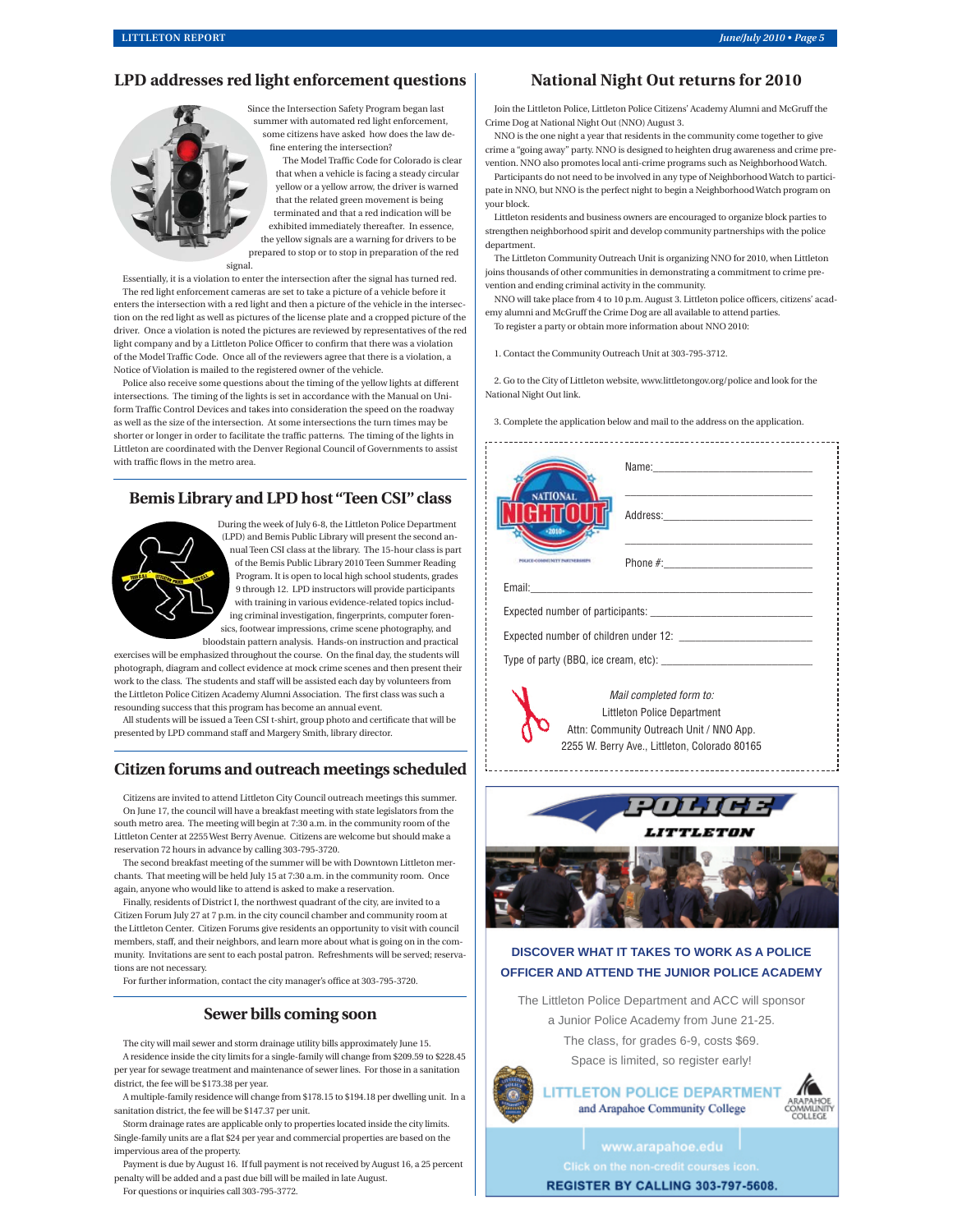## LPD addresses red light enforcement questions

Since the Intersection Safety Program began last summer with automated red light enforcement, some citizens have asked how does the law define entering the intersection?

The Model Traffic Code for Colorado is clear that when a vehicle is facing a steady circular yellow or a yellow arrow, the driver is warned that the related green movement is being terminated and that a red indication will be exhibited immediately thereafter. In essence, the yellow signals are a warning for drivers to be prepared to stop or to stop in preparation of the red signal.

Essentially, it is a violation to enter the intersection after the signal has turned red.

The red light enforcement cameras are set to take a picture of a vehicle before it enters the intersection with a red light and then a picture of the vehicle in the intersection on the red light as well as pictures of the license plate and a cropped picture of the driver. Once a violation is noted the pictures are reviewed by representatives of the red light company and by a Littleton Police Officer to confirm that there was a violation of the Model Traffic Code. Once all of the reviewers agree that there is a violation, a Notice of Violation is mailed to the registered owner of the vehicle.

Police also receive some questions about the timing of the yellow lights at different intersections. The timing of the lights is set in accordance with the Manual on Uniform Traffic Control Devices and takes into consideration the speed on the roadway as well as the size of the intersection. At some intersections the turn times may be shorter or longer in order to facilitate the traffic patterns. The timing of the lights in Littleton are coordinated with the Denver Regional Council of Governments to assist with traffic flows in the metro area.

## Bemis Library and LPD host "Teen CSI" class

During the week of July 6-8, the Littleton Police Department (LPD) and Bemis Public Library will present the second annual Teen CSI class at the library. The 15-hour class is part of the Bemis Public Library 2010 Teen Summer Reading Program. It is open to local high school students, grades 9 through 12. LPD instructors will provide participants with training in various evidence-related topics including criminal investigation, fingerprints, computer forensics, footwear impressions, crime scene photography, and bloodstain pattern analysis. Hands-on instruction and practical exercises will be emphasized throughout the course. On the final day, the students will photograph, diagram and collect evidence at mock crime scenes and then present their work to the class. The students and staff will be assisted each day by volunteers from the Littleton Police Citizen Academy Alumni Association. The first class was such a resounding success that this program has become an annual event.

All students will be issued a Teen CSI t-shirt, group photo and certificate that will be presented by LPD command staff and Margery Smith, library director.

## Citizen forums and outreach meetings scheduled

Citizens are invited to attend Littleton City Council outreach meetings this summer.

On June 17, the council will have a breakfast meeting with state legislators from the south metro area. The meeting will begin at 7:30 a.m. in the community room of the Littleton Center at 2255 West Berry Avenue. Citizens are welcome but should make a reservation 72 hours in advance by calling 303-795-3720.

The second breakfast meeting of the summer will be with Downtown Littleton merchants. That meeting will be held July 15 at 7:30 a.m. in the community room. Once again, anyone who would like to attend is asked to make a reservation.

Finally, residents of District I, the northwest quadrant of the city, are invited to a Citizen Forum July 27 at 7 p.m. in the city council chamber and community room at the Littleton Center. Citizen Forums give residents an opportunity to visit with council members, staff, and their neighbors, and learn more about what is going on in the community. Invitations are sent to each postal patron. Refreshments will be served; reservations are not necessary.

For further information, contact the city manager's office at 303-795-3720.

## Sewer bills coming soon

The city will mail sewer and storm drainage utility bills approximately June 15.

A residence inside the city limits for a single-family will change from $209.59 to $228.45 per year for sewage treatment and maintenance of sewer lines. For those in a sanitation district, the fee will be $173.38 per year.

A multiple-family residence will change from $178.15 to $194.18 per dwelling unit. In a sanitation district, the fee will be $147.37 per unit.

Storm drainage rates are applicable only to properties located inside the city limits. Single-family units are a flat $24 per year and commercial properties are based on the impervious area of the property.

Payment is due by August 16. If full payment is not received by August 16, a 25 percent penalty will be added and a past due bill will be mailed in late August.

For questions or inquiries call 303-795-3772.

## National Night Out returns for 2010

Join the Littleton Police, Littleton Police Citizens' Academy Alumni and McGruff the Crime Dog at National Night Out (NNO) August 3.

NNO is the one night a year that residents in the community come together to give crime a "going away" party. NNO is designed to heighten drug awareness and crime prevention. NNO also promotes local anti-crime programs such as Neighborhood Watch.

Participants do not need to be involved in any type of Neighborhood Watch to participate in NNO, but NNO is the perfect night to begin a Neighborhood Watch program on your block.

Littleton residents and business owners are encouraged to organize block parties to strengthen neighborhood spirit and develop community partnerships with the police department.

The Littleton Community Outreach Unit is organizing NNO for 2010, when Littleton joins thousands of other communities in demonstrating a commitment to crime prevention and ending criminal activity in the community.

NNO will take place from 4 to 10 p.m. August 3. Littleton police officers, citizens' academy alumni and McGruff the Crime Dog are all available to attend parties.

To register a party or obtain more information about NNO 2010:

1. Contact the Community Outreach Unit at 303-795-3712.

2. Go to the City of Littleton website, www.littletongov.org/police and look for the National Night Out link.

3. Complete the application below and mail to the address on the application.

NATIONAL NIGHT OUT • 2010 • POLICE-COMMUNITY PARTNERSHIPS

Name:\_\_\_\_\_\_\_\_\_\_\_\_\_\_\_\_\_\_\_\_\_\_\_\_

Address:\_\_\_\_\_\_\_\_\_\_\_\_\_\_\_\_\_\_\_\_\_\_\_\_

Phone #:\_\_\_\_\_\_\_\_\_\_\_\_\_\_\_\_\_\_\_\_\_\_\_\_

Email:\_\_\_\_\_\_\_\_\_\_\_\_\_\_\_\_\_\_\_\_\_\_\_\_

Expected number of participants: \_\_\_\_\_\_\_\_\_\_\_\_\_\_\_\_

Expected number of children under 12: \_\_\_\_\_\_\_\_\_\_\_\_\_\_\_\_

Type of party (BBQ, ice cream, etc): \_\_\_\_\_\_\_\_\_\_\_\_\_\_\_\_

*Mail completed form to:*
Littleton Police Department
Attn: Community Outreach Unit / NNO App.
2255 W. Berry Ave., Littleton, Colorado 80165

**POLICE LITTLETON**

**DISCOVER WHAT IT TAKES TO WORK AS A POLICE OFFICER AND ATTEND THE JUNIOR POLICE ACADEMY**

The Littleton Police Department and ACC will sponsor a Junior Police Academy from June 21-25. The class, for grades 6-9, costs $69. Space is limited, so register early!

**LITTLETON POLICE DEPARTMENT** and Arapahoe Community College

ARAPAHOE COMMUNITY COLLEGE

www.arapahoe.edu

Click on the non-credit courses icon.

**REGISTER BY CALLING 303-797-5608.**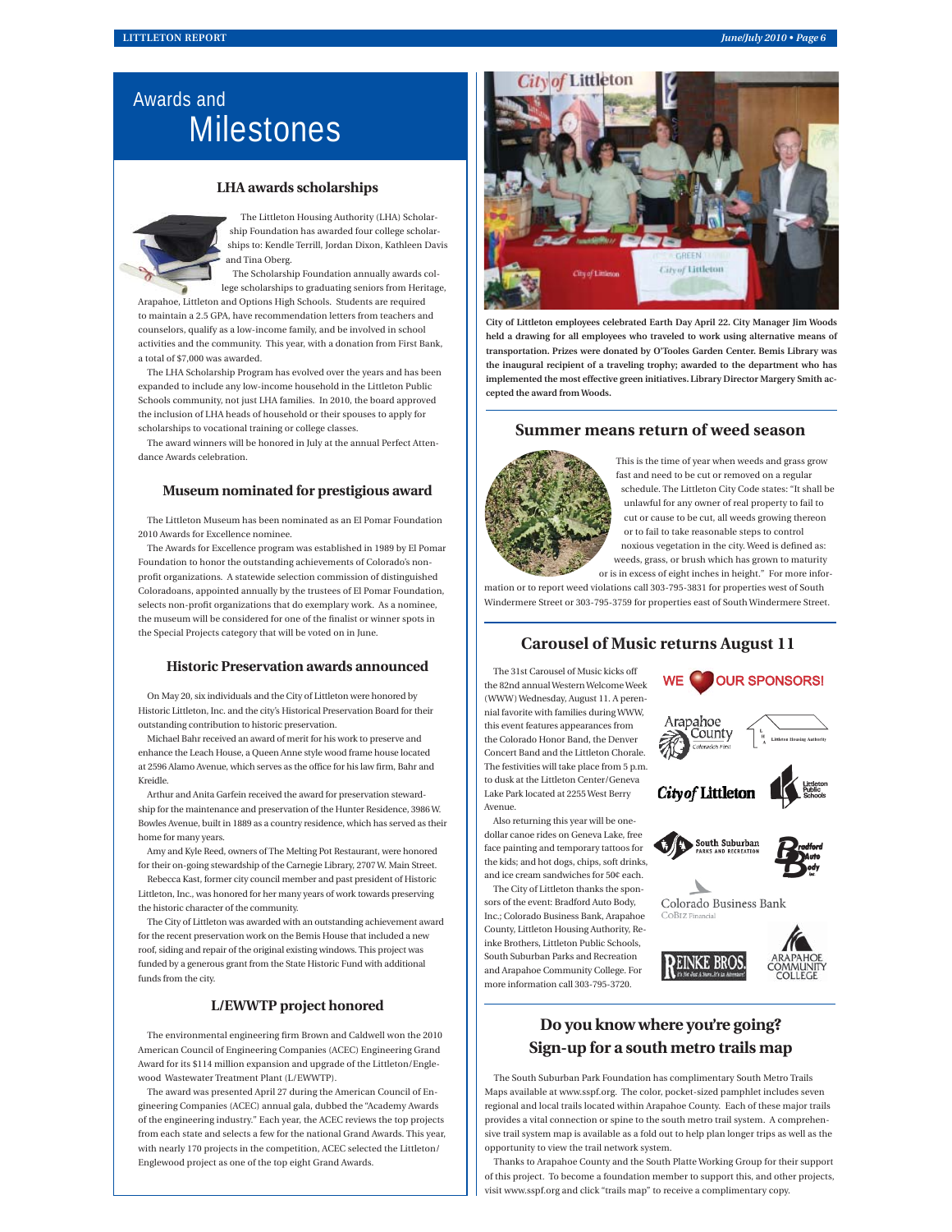# Awards and Milestones

## LHA awards scholarships

The Littleton Housing Authority (LHA) Scholarship Foundation has awarded four college scholarships to: Kendle Terrill, Jordan Dixon, Kathleen Davis and Tina Oberg.

The Scholarship Foundation annually awards college scholarships to graduating seniors from Heritage, Arapahoe, Littleton and Options High Schools. Students are required to maintain a 2.5 GPA, have recommendation letters from teachers and counselors, qualify as a low-income family, and be involved in school activities and the community. This year, with a donation from First Bank, a total of $7,000 was awarded.

The LHA Scholarship Program has evolved over the years and has been expanded to include any low-income household in the Littleton Public Schools community, not just LHA families. In 2010, the board approved the inclusion of LHA heads of household or their spouses to apply for scholarships to vocational training or college classes.

The award winners will be honored in July at the annual Perfect Attendance Awards celebration.

## Museum nominated for prestigious award

The Littleton Museum has been nominated as an El Pomar Foundation 2010 Awards for Excellence nominee.

The Awards for Excellence program was established in 1989 by El Pomar Foundation to honor the outstanding achievements of Colorado's non-profit organizations. A statewide selection commission of distinguished Coloradoans, appointed annually by the trustees of El Pomar Foundation, selects non-profit organizations that do exemplary work. As a nominee, the museum will be considered for one of the finalist or winner spots in the Special Projects category that will be voted on in June.

## Historic Preservation awards announced

On May 20, six individuals and the City of Littleton were honored by Historic Littleton, Inc. and the city's Historical Preservation Board for their outstanding contribution to historic preservation.

Michael Bahr received an award of merit for his work to preserve and enhance the Leach House, a Queen Anne style wood frame house located at 2596 Alamo Avenue, which serves as the office for his law firm, Bahr and Kreidle.

Arthur and Anita Garfein received the award for preservation stewardship for the maintenance and preservation of the Hunter Residence, 3986 W. Bowles Avenue, built in 1889 as a country residence, which has served as their home for many years.

Amy and Kyle Reed, owners of The Melting Pot Restaurant, were honored for their on-going stewardship of the Carnegie Library, 2707 W. Main Street.

Rebecca Kast, former city council member and past president of Historic Littleton, Inc., was honored for her many years of work towards preserving the historic character of the community.

The City of Littleton was awarded with an outstanding achievement award for the recent preservation work on the Bemis House that included a new roof, siding and repair of the original existing windows. This project was funded by a generous grant from the State Historic Fund with additional funds from the city.

## L/EWWTP project honored

The environmental engineering firm Brown and Caldwell won the 2010 American Council of Engineering Companies (ACEC) Engineering Grand Award for its $114 million expansion and upgrade of the Littleton/Englewood Wastewater Treatment Plant (L/EWWTP).

The award was presented April 27 during the American Council of Engineering Companies (ACEC) annual gala, dubbed the "Academy Awards of the engineering industry." Each year, the ACEC reviews the top projects from each state and selects a few for the national Grand Awards. This year, with nearly 170 projects in the competition, ACEC selected the Littleton/Englewood project as one of the top eight Grand Awards.

**City of Littleton employees celebrated Earth Day April 22. City Manager Jim Woods held a drawing for all employees who traveled to work using alternative means of transportation. Prizes were donated by O'Tooles Garden Center. Bemis Library was the inaugural recipient of a traveling trophy; awarded to the department who has implemented the most effective green initiatives. Library Director Margery Smith accepted the award from Woods.**

## Summer means return of weed season

This is the time of year when weeds and grass grow fast and need to be cut or removed on a regular schedule. The Littleton City Code states: "It shall be unlawful for any owner of real property to fail to cut or cause to be cut, all weeds growing thereon or to fail to take reasonable steps to control noxious vegetation in the city. Weed is defined as: weeds, grass, or brush which has grown to maturity or is in excess of eight inches in height." For more information or to report weed violations call 303-795-3831 for properties west of South Windermere Street or 303-795-3759 for properties east of South Windermere Street.

## Carousel of Music returns August 11

The 31st Carousel of Music kicks off the 82nd annual Western Welcome Week (WWW) Wednesday, August 11. A perennial favorite with families during WWW, this event features appearances from the Colorado Honor Band, the Denver Concert Band and the Littleton Chorale. The festivities will take place from 5 p.m. to dusk at the Littleton Center/Geneva Lake Park located at 2255 West Berry Avenue.

Also returning this year will be one-dollar canoe rides on Geneva Lake, free face painting and temporary tattoos for the kids; and hot dogs, chips, soft drinks, and ice cream sandwiches for 50¢ each.

The City of Littleton thanks the sponsors of the event: Bradford Auto Body, Inc.; Colorado Business Bank, Arapahoe County, Littleton Housing Authority, Reinke Brothers, Littleton Public Schools, South Suburban Parks and Recreation and Arapahoe Community College. For more information call 303-795-3720.

WE ❤ OUR SPONSORS!

Arapahoe County · Littleton Housing Authority · City of Littleton · Littleton Public Schools · South Suburban Parks and Recreation · Bradford Auto Body Inc · Colorado Business Bank CoBiz Financial · Reinke Bros. · Arapahoe Community College

## Do you know where you're going? Sign-up for a south metro trails map

The South Suburban Park Foundation has complimentary South Metro Trails Maps available at www.sspf.org. The color, pocket-sized pamphlet includes seven regional and local trails located within Arapahoe County. Each of these major trails provides a vital connection or spine to the south metro trail system. A comprehensive trail system map is available as a fold out to help plan longer trips as well as the opportunity to view the trail network system.

Thanks to Arapahoe County and the South Platte Working Group for their support of this project. To become a foundation member to support this, and other projects, visit www.sspf.org and click "trails map" to receive a complimentary copy.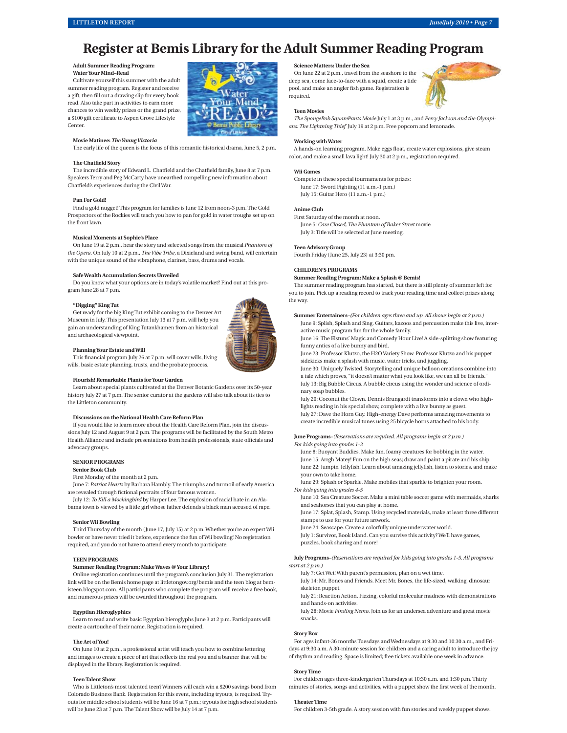# Register at Bemis Library for the Adult Summer Reading Program

**Adult Summer Reading Program: Water Your Mind–Read**

Cultivate yourself this summer with the adult summer reading program. Register and receive a gift, then fill out a drawing slip for every book read. Also take part in activities to earn more chances to win weekly prizes or the grand prize, a $100 gift certificate to Aspen Grove Lifestyle Center.

**Movie Matinee: *The Young Victoria***

The early life of the queen is the focus of this romantic historical drama, June 5, 2 p.m.

**The Chatfield Story**

The incredible story of Edward L. Chatfield and the Chatfield family, June 8 at 7 p.m. Speakers Terry and Peg McCarty have unearthed compelling new information about Chatfield's experiences during the Civil War.

**Pan For Gold!**

Find a gold nugget! This program for families is June 12 from noon-3 p.m. The Gold Prospectors of the Rockies will teach you how to pan for gold in water troughs set up on the front lawn.

**Musical Moments at Sophie's Place**

On June 19 at 2 p.m., hear the story and selected songs from the musical *Phantom of the Opera*. On July 10 at 2 p.m., *The Vibe Tribe*, a Dixieland and swing band, will entertain with the unique sound of the vibraphone, clarinet, bass, drums and vocals.

**Safe Wealth Accumulation Secrets Unveiled**

Do you know what your options are in today's volatile market? Find out at this program June 28 at 7 p.m.

**"Digging" King Tut**

Get ready for the big King Tut exhibit coming to the Denver Art Museum in July. This presentation July 13 at 7 p.m. will help you gain an understanding of King Tutankhamen from an historical and archaeological viewpoint.

**Planning Your Estate and Will**

This financial program July 26 at 7 p.m. will cover wills, living wills, basic estate planning, trusts, and the probate process.

**Flourish! Remarkable Plants for Your Garden**

Learn about special plants cultivated at the Denver Botanic Gardens over its 50-year history July 27 at 7 p.m. The senior curator at the gardens will also talk about its ties to the Littleton community.

**Discussions on the National Health Care Reform Plan**

If you would like to learn more about the Health Care Reform Plan, join the discussions July 12 and August 9 at 2 p.m. The programs will be facilitated by the South Metro Health Alliance and include presentations from health professionals, state officials and advocacy groups.

## SENIOR PROGRAMS

**Senior Book Club**

First Monday of the month at 2 p.m.

June 7: *Patriot Hearts* by Barbara Hambly. The triumphs and turmoil of early America are revealed through fictional portraits of four famous women.

July 12: *To Kill a Mockingbird* by Harper Lee. The explosion of racial hate in an Alabama town is viewed by a little girl whose father defends a black man accused of rape.

**Senior Wii Bowling**

Third Thursday of the month (June 17, July 15) at 2 p.m. Whether you're an expert Wii bowler or have never tried it before, experience the fun of Wii bowling! No registration required, and you do not have to attend every month to participate.

## TEEN PROGRAMS

**Summer Reading Program: Make Waves @ Your Library!**

Online registration continues until the program's conclusion July 31. The registration link will be on the Bemis home page at littletongov.org/bemis and the teen blog at bemisteen.blogspot.com. All participants who complete the program will receive a free book, and numerous prizes will be awarded throughout the program.

**Egyptian Hieroglyphics**

Learn to read and write basic Egyptian hieroglyphs June 3 at 2 p.m. Participants will create a cartouche of their name. Registration is required.

**The Art of You!**

On June 10 at 2 p.m., a professional artist will teach you how to combine lettering and images to create a piece of art that reflects the real you and a banner that will be displayed in the library. Registration is required.

**Teen Talent Show**

Who is Littleton's most talented teen? Winners will each win a $200 savings bond from Colorado Business Bank. Registration for this event, including tryouts, is required. Tryouts for middle school students will be June 16 at 7 p.m.; tryouts for high school students will be June 23 at 7 p.m. The Talent Show will be July 14 at 7 p.m.

**Science Matters: Under the Sea**

On June 22 at 2 p.m., travel from the seashore to the deep sea, come face-to-face with a squid, create a tide pool, and make an angler fish game. Registration is required.

**Teen Movies**

*The SpongeBob SquarePants Movie* July 1 at 3 p.m., and *Percy Jackson and the Olympians: The Lightning Thief* July 19 at 2 p.m. Free popcorn and lemonade.

**Working with Water**

A hands-on learning program. Make eggs float, create water explosions, give steam color, and make a small lava light! July 30 at 2 p.m., registration required.

**Wii Games**

Compete in these special tournaments for prizes:

June 17: Sword Fighting (11 a.m.-1 p.m.)
July 15: Guitar Hero (11 a.m.-1 p.m.)

**Anime Club**

First Saturday of the month at noon.

June 5: *Case Closed, The Phantom of Baker Street* movie
July 3: Title will be selected at June meeting.

**Teen Advisory Group**

Fourth Friday (June 25, July 23) at 3:30 pm.

## CHILDREN'S PROGRAMS

**Summer Reading Program: Make a Splash @ Bemis!**

The summer reading program has started, but there is still plenty of summer left for you to join. Pick up a reading record to track your reading time and collect prizes along the way.

**Summer Entertainers**–*(For children ages three and up. All shows begin at 2 p.m.)*

June 9: Splish, Splash and Sing. Guitars, kazoos and percussion make this live, interactive music program fun for the whole family.

June 16: The Elstuns' Magic and Comedy Hour Live! A side-splitting show featuring funny antics of a live bunny and bird.

June 23: Professor Klutzo, the H2O Variety Show. Professor Klutzo and his puppet sidekicks make a splash with music, water tricks, and juggling.

June 30: Uniquely Twisted. Storytelling and unique balloon creations combine into a tale which proves, "it doesn't matter what you look like, we can all be friends."

July 13: Big Bubble Circus. A bubble circus using the wonder and science of ordinary soap bubbles.

July 20: Coconut the Clown. Dennis Brungardt transforms into a clown who highlights reading in his special show, complete with a live bunny as guest.

July 27: Dave the Horn Guy. High-energy Dave performs amazing movements to create incredible musical tunes using 25 bicycle horns attached to his body.

**June Programs**–*(Reservations are required. All programs begin at 2 p.m.)*

*For kids going into grades 1-3*

June 8: Buoyant Buddies. Make fun, foamy creatures for bobbing in the water.

June 15: Arrgh Matey! Fun on the high seas; draw and paint a pirate and his ship.

June 22: Jumpin' Jellyfish! Learn about amazing jellyfish, listen to stories, and make your own to take home.

June 29: Splash or Sparkle. Make mobiles that sparkle to brighten your room.

*For kids going into grades 4-5*

June 10: Sea Creature Soccer. Make a mini table soccer game with mermaids, sharks and seahorses that you can play at home.

June 17: Splat, Splash, Stamp. Using recycled materials, make at least three different stamps to use for your future artwork.

June 24: Seascape. Create a colorfully unique underwater world.

July 1: Survivor, Book Island. Can you survive this activity? We'll have games, puzzles, book sharing and more!

**July Programs**–*(Reservations are required for kids going into grades 1-5. All programs start at 2 p.m.)*

July 7: Get Wet! With parent's permission, plan on a wet time.

July 14: Mr. Bones and Friends. Meet Mr. Bones, the life-sized, walking, dinosaur skeleton puppet.

July 21: Reaction Action. Fizzing, colorful molecular madness with demonstrations and hands-on activities.

July 28: Movie *Finding Nemo*. Join us for an undersea adventure and great movie snacks.

**Story Box**

For ages infant-36 months Tuesdays and Wednesdays at 9:30 and 10:30 a.m., and Fridays at 9:30 a.m. A 30-minute session for children and a caring adult to introduce the joy of rhythm and reading. Space is limited; free tickets available one week in advance.

**Story Time**

For children ages three-kindergarten Thursdays at 10:30 a.m. and 1:30 p.m. Thirty minutes of stories, songs and activities, with a puppet show the first week of the month.

**Theater Time**

For children 3-5th grade. A story session with fun stories and weekly puppet shows.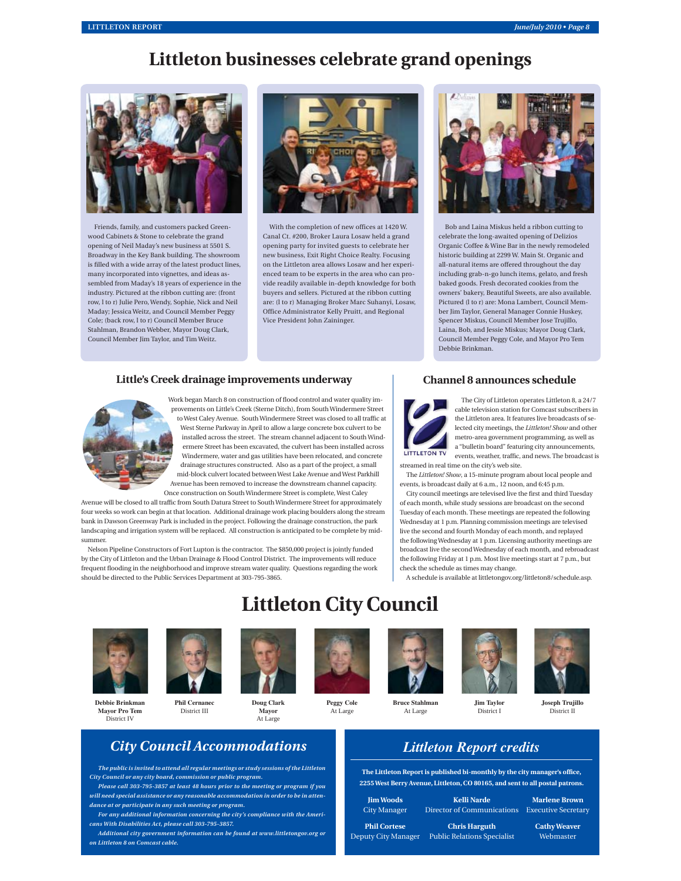# Littleton businesses celebrate grand openings

Friends, family, and customers packed Greenwood Cabinets & Stone to celebrate the grand opening of Neil Maday's new business at 5501 S. Broadway in the Key Bank building. The showroom is filled with a wide array of the latest product lines, many incorporated into vignettes, and ideas assembled from Maday's 18 years of experience in the industry. Pictured at the ribbon cutting are: (front row, l to r) Julie Pero, Wendy, Sophie, Nick and Neil Maday; Jessica Weitz, and Council Member Peggy Cole; (back row, l to r) Council Member Bruce Stahlman, Brandon Webber, Mayor Doug Clark, Council Member Jim Taylor, and Tim Weitz.

With the completion of new offices at 1420 W. Canal Ct. #200, Broker Laura Losaw held a grand opening party for invited guests to celebrate her new business, Exit Right Choice Realty. Focusing on the Littleton area allows Losaw and her experienced team to be experts in the area who can provide readily available in-depth knowledge for both buyers and sellers. Pictured at the ribbon cutting are: (l to r) Managing Broker Marc Suhanyi, Losaw, Office Administrator Kelly Pruitt, and Regional Vice President John Zaininger.

Bob and Laina Miskus held a ribbon cutting to celebrate the long-awaited opening of Delizios Organic Coffee & Wine Bar in the newly remodeled historic building at 2299 W. Main St. Organic and all-natural items are offered throughout the day including grab-n-go lunch items, gelato, and fresh baked goods. Fresh decorated cookies from the owners' bakery, Beautiful Sweets, are also available. Pictured (l to r) are: Mona Lambert, Council Member Jim Taylor, General Manager Connie Huskey, Spencer Miskus, Council Member Jose Trujillo, Laina, Bob, and Jessie Miskus; Mayor Doug Clark, Council Member Peggy Cole, and Mayor Pro Tem Debbie Brinkman.

## Little's Creek drainage improvements underway

Work began March 8 on construction of flood control and water quality improvements on Little's Creek (Sterne Ditch), from South Windermere Street to West Caley Avenue. South Windermere Street was closed to all traffic at West Sterne Parkway in April to allow a large concrete box culvert to be installed across the street. The stream channel adjacent to South Windermere Street has been excavated, the culvert has been installed across Windermere, water and gas utilities have been relocated, and concrete drainage structures constructed. Also as a part of the project, a small mid-block culvert located between West Lake Avenue and West Parkhill Avenue has been removed to increase the downstream channel capacity.

Once construction on South Windermere Street is complete, West Caley Avenue will be closed to all traffic from South Datura Street to South Windermere Street for approximately four weeks so work can begin at that location. Additional drainage work placing boulders along the stream bank in Dawson Greenway Park is included in the project. Following the drainage construction, the park landscaping and irrigation system will be replaced. All construction is anticipated to be complete by mid-summer.

Nelson Pipeline Constructors of Fort Lupton is the contractor. The $850,000 project is jointly funded by the City of Littleton and the Urban Drainage & Flood Control District. The improvements will reduce frequent flooding in the neighborhood and improve stream water quality. Questions regarding the work should be directed to the Public Services Department at 303-795-3865.

## Channel 8 announces schedule

LITTLETON TV

The City of Littleton operates Littleton 8, a 24/7 cable television station for Comcast subscribers in the Littleton area. It features live broadcasts of selected city meetings, the *Littleton! Show* and other metro-area government programming, as well as a "bulletin board" featuring city announcements, events, weather, traffic, and news. The broadcast is streamed in real time on the city's web site.

The *Littleton! Show*, a 15-minute program about local people and events, is broadcast daily at 6 a.m., 12 noon, and 6:45 p.m.

City council meetings are televised live the first and third Tuesday of each month, while study sessions are broadcast on the second Tuesday of each month. These meetings are repeated the following Wednesday at 1 p.m. Planning commission meetings are televised live the second and fourth Monday of each month, and replayed the following Wednesday at 1 p.m. Licensing authority meetings are broadcast live the second Wednesday of each month, and rebroadcast the following Friday at 1 p.m. Most live meetings start at 7 p.m., but check the schedule as times may change.

A schedule is available at littletongov.org/littleton8/schedule.asp.

# Littleton City Council

**Debbie Brinkman**
**Mayor Pro Tem**
District IV

**Phil Cernanec**
District III

**Doug Clark**
**Mayor**
At Large

**Peggy Cole**
At Large

**Bruce Stahlman**
At Large

**Jim Taylor**
District I

**Joseph Trujillo**
District II

## *City Council Accommodations*

***The public is invited to attend all regular meetings or study sessions of the Littleton City Council or any city board, commission or public program.***

***Please call 303-795-3857 at least 48 hours prior to the meeting or program if you will need special assistance or any reasonable accommodation in order to be in attendance at or participate in any such meeting or program.***

***For any additional information concerning the city's compliance with the Americans With Disabilities Act, please call 303-795-3857.***

***Additional city government information can be found at www.littletongov.org or on Littleton 8 on Comcast cable.***

## *Littleton Report credits*

**The Littleton Report is published bi-monthly by the city manager's office, 2255 West Berry Avenue, Littleton, CO 80165, and sent to all postal patrons.**

**Jim Woods**
City Manager

**Kelli Narde**
Director of Communications

**Marlene Brown**
Executive Secretary

**Phil Cortese**
Deputy City Manager

**Chris Harguth**
Public Relations Specialist

**Cathy Weaver**
Webmaster